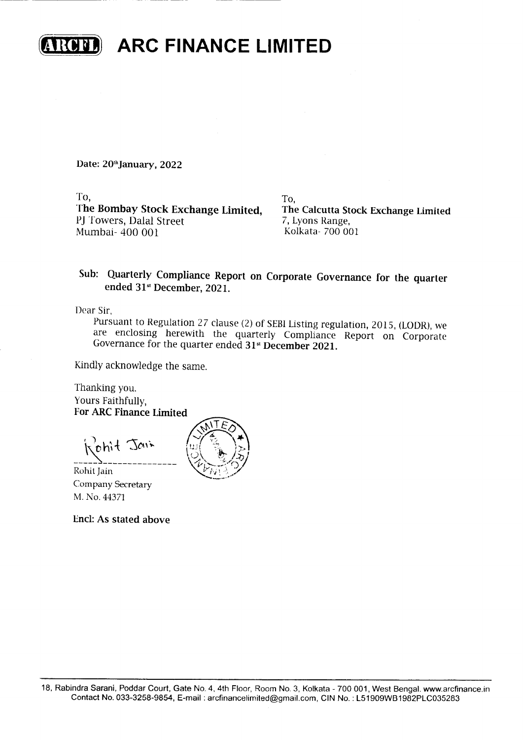# ARC FINANCE LIMITED

**Date: 20th January, 2022**

To,
**The Bombay Stock Exchange Limited,**
PJ Towers, Dalal Street
Mumbai- 400 001

To,
**The Calcutta Stock Exchange Limited**
7, Lyons Range,
Kolkata- 700 001

**Sub: Quarterly Compliance Report on Corporate Governance for the quarter ended 31st December, 2021.**

Dear Sir,

Pursuant to Regulation 27 clause (2) of SEBI Listing regulation, 2015, (LODR), we are enclosing herewith the quarterly Compliance Report on Corporate Governance for the quarter ended **31st December 2021.**

Kindly acknowledge the same.

Thanking you.
Yours Faithfully,
**For ARC Finance Limited**

Rohit Jain
Company Secretary
M. No. 44371

**Encl: As stated above**

18, Rabindra Sarani, Poddar Court, Gate No. 4, 4th Floor, Room No. 3, Kolkata - 700 001, West Bengal. www.arcfinance.in
Contact No. 033-3258-9854, E-mail : arcfinancelimited@gmail.com, CIN No. : L51909WB1982PLC035283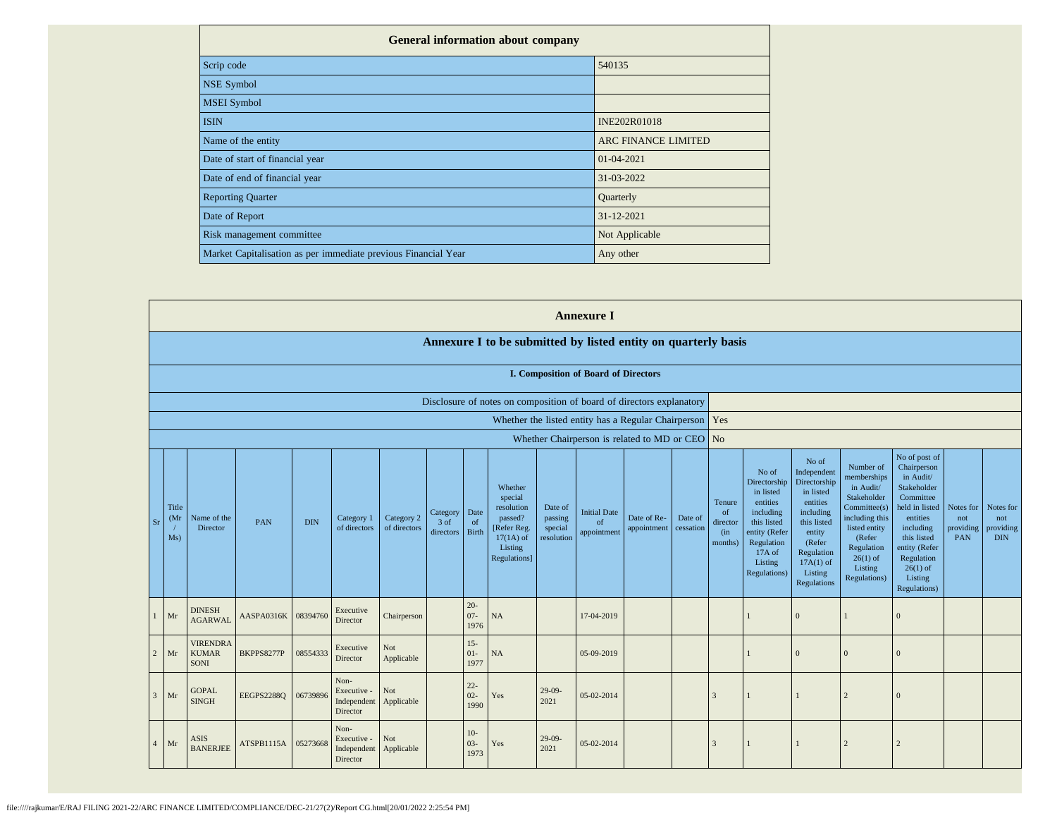| General information about company | |
|---|---|
| Scrip code | 540135 |
| NSE Symbol | |
| MSEI Symbol | |
| ISIN | INE202R01018 |
| Name of the entity | ARC FINANCE LIMITED |
| Date of start of financial year | 01-04-2021 |
| Date of end of financial year | 31-03-2022 |
| Reporting Quarter | Quarterly |
| Date of Report | 31-12-2021 |
| Risk management committee | Not Applicable |
| Market Capitalisation as per immediate previous Financial Year | Any other |

## Annexure I

### Annexure I to be submitted by listed entity on quarterly basis

#### I. Composition of Board of Directors

| Disclosure of notes on composition of board of directors explanatory | |
|---|---|
| Whether the listed entity has a Regular Chairperson | Yes |
| Whether Chairperson is related to MD or CEO | No |

| Sr | Title (Mr / Ms) | Name of the Director | PAN | DIN | Category 1 of directors | Category 2 of directors | Category 3 of directors | Date of Birth | Whether special resolution passed? [Refer Reg. 17(1A) of Listing Regulations] | Date of passing special resolution | Initial Date of appointment | Date of Re-appointment | Date of cessation | Tenure of director (in months) | No of Directorship in listed entities including this listed entity (Refer Regulation 17A of Listing Regulations) | No of Independent Directorship in listed entities including this listed entity (Refer Regulation 17A(1) of Listing Regulations | Number of memberships in Audit/ Stakeholder Committee(s) including this listed entity (Refer Regulation 26(1) of Listing Regulations) | No of post of Chairperson in Audit/ Stakeholder Committee held in listed entities including this listed entity (Refer Regulation 26(1) of Listing Regulations) | Notes for not providing PAN | Notes for not providing DIN |
|---|---|---|---|---|---|---|---|---|---|---|---|---|---|---|---|---|---|---|---|---|
| 1 | Mr | DINESH AGARWAL | AASPA0316K | 08394760 | Executive Director | Chairperson | | 20-07-1976 | NA | | 17-04-2019 | | | | 1 | 0 | 1 | 0 | | |
| 2 | Mr | VIRENDRA KUMAR SONI | BKPPS8277P | 08554333 | Executive Director | Not Applicable | | 15-01-1977 | NA | | 05-09-2019 | | | | 1 | 0 | 0 | 0 | | |
| 3 | Mr | GOPAL SINGH | EEGPS2288Q | 06739896 | Non-Executive - Independent Director | Not Applicable | | 22-02-1990 | Yes | 29-09-2021 | 05-02-2014 | | | 3 | 1 | 1 | 2 | 0 | | |
| 4 | Mr | ASIS BANERJEE | ATSPB1115A | 05273668 | Non-Executive - Independent Director | Not Applicable | | 10-03-1973 | Yes | 29-09-2021 | 05-02-2014 | | | 3 | 1 | 1 | 2 | 2 | | |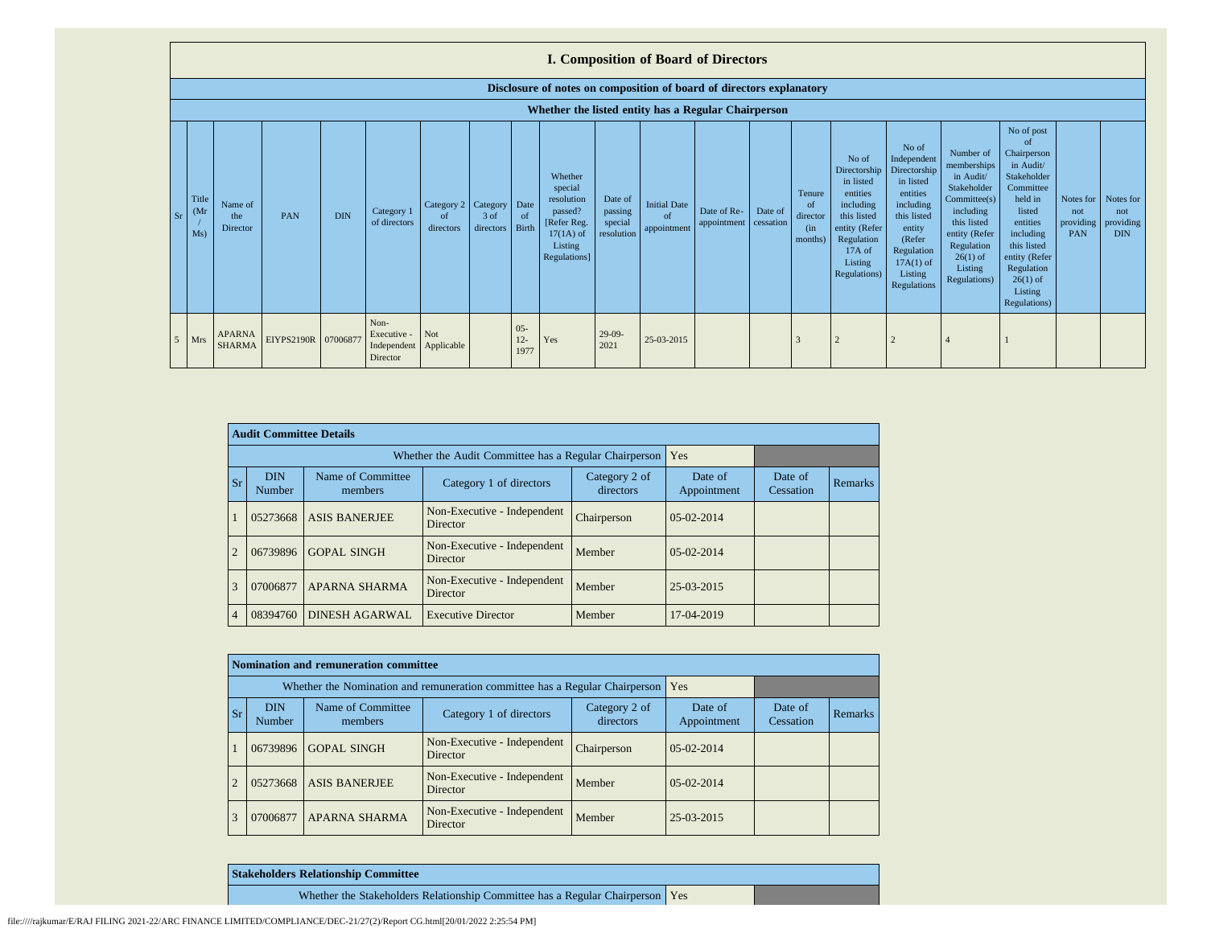## I. Composition of Board of Directors

### Disclosure of notes on composition of board of directors explanatory

### Whether the listed entity has a Regular Chairperson

| Sr | Title (Mr / Ms) | Name of the Director | PAN | DIN | Category 1 of directors | Category 2 of directors | Category 3 of directors | Date of Birth | Whether special resolution passed? [Refer Reg. 17(1A) of Listing Regulations] | Date of passing special resolution | Initial Date of appointment | Date of Re-appointment | Date of cessation | Tenure of director (in months) | No of Directorship in listed entities including this listed entity (Refer Regulation 17A of Listing Regulations) | No of Independent Directorship in listed entities including this listed entity (Refer Regulation 17A(1) of Listing Regulations | Number of memberships in Audit/ Stakeholder Committee(s) including this listed entity (Refer Regulation 26(1) of Listing Regulations) | No of post of Chairperson in Audit/ Stakeholder Committee held in listed entities including this listed entity (Refer Regulation 26(1) of Listing Regulations) | Notes for not providing PAN | Notes for not providing DIN |
|---|---|---|---|---|---|---|---|---|---|---|---|---|---|---|---|---|---|---|---|---|
| 5 | Mrs | APARNA SHARMA | EIYPS2190R | 07006877 | Non-Executive - Independent Director | Not Applicable | | 05-12-1977 | Yes | 29-09-2021 | 25-03-2015 | | | 3 | 2 | 2 | 4 | 1 | | |

| Audit Committee Details | | | | | | | |
|---|---|---|---|---|---|---|---|
| Whether the Audit Committee has a Regular Chairperson | | | | | Yes | | |
| Sr | DIN Number | Name of Committee members | Category 1 of directors | Category 2 of directors | Date of Appointment | Date of Cessation | Remarks |
| 1 | 05273668 | ASIS BANERJEE | Non-Executive - Independent Director | Chairperson | 05-02-2014 | | |
| 2 | 06739896 | GOPAL SINGH | Non-Executive - Independent Director | Member | 05-02-2014 | | |
| 3 | 07006877 | APARNA SHARMA | Non-Executive - Independent Director | Member | 25-03-2015 | | |
| 4 | 08394760 | DINESH AGARWAL | Executive Director | Member | 17-04-2019 | | |

| Nomination and remuneration committee | | | | | | | |
|---|---|---|---|---|---|---|---|
| Whether the Nomination and remuneration committee has a Regular Chairperson | | | | | Yes | | |
| Sr | DIN Number | Name of Committee members | Category 1 of directors | Category 2 of directors | Date of Appointment | Date of Cessation | Remarks |
| 1 | 06739896 | GOPAL SINGH | Non-Executive - Independent Director | Chairperson | 05-02-2014 | | |
| 2 | 05273668 | ASIS BANERJEE | Non-Executive - Independent Director | Member | 05-02-2014 | | |
| 3 | 07006877 | APARNA SHARMA | Non-Executive - Independent Director | Member | 25-03-2015 | | |

| Stakeholders Relationship Committee | |
|---|---|
| Whether the Stakeholders Relationship Committee has a Regular Chairperson | Yes |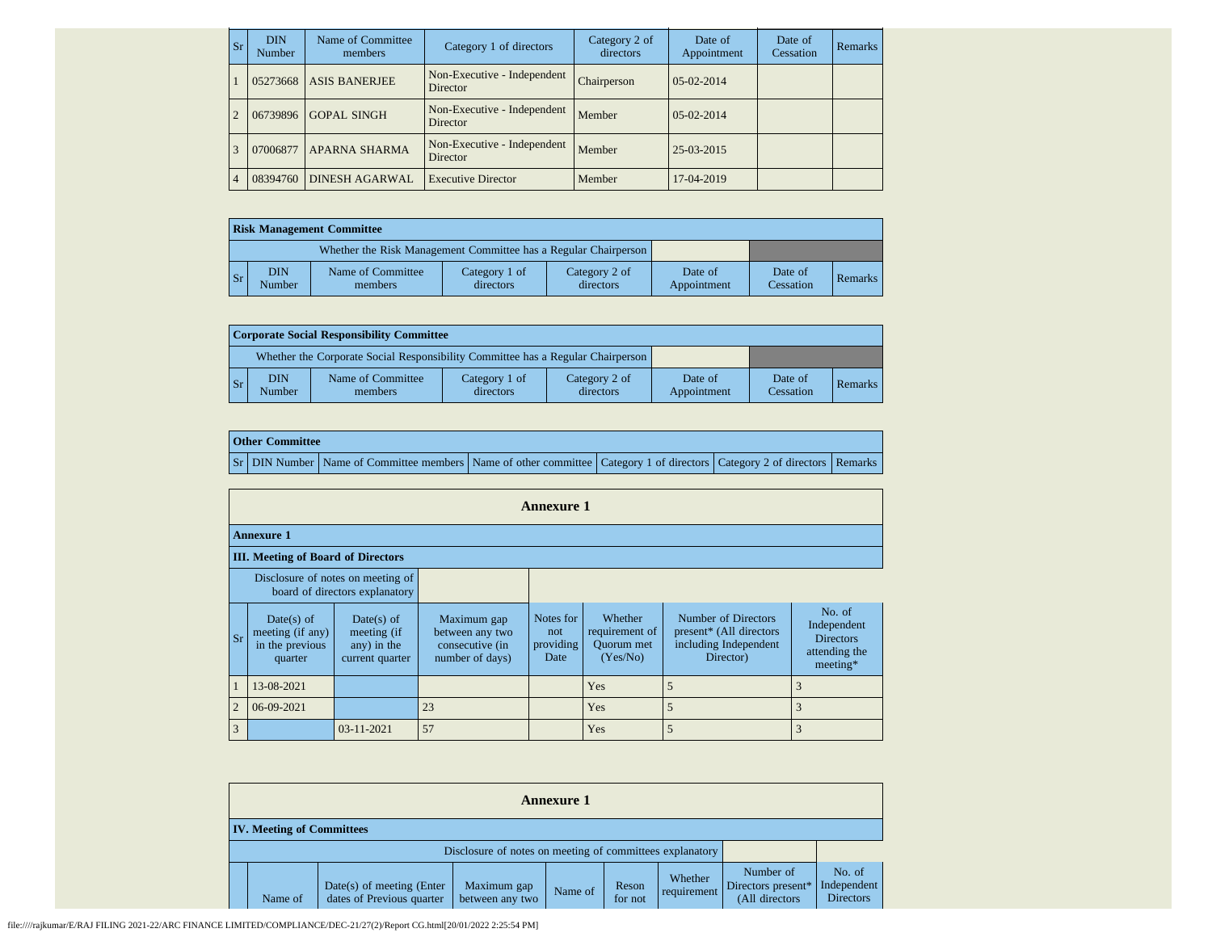| Sr | DIN Number | Name of Committee members | Category 1 of directors | Category 2 of directors | Date of Appointment | Date of Cessation | Remarks |
|---|---|---|---|---|---|---|---|
| 1 | 05273668 | ASIS BANERJEE | Non-Executive - Independent Director | Chairperson | 05-02-2014 | | |
| 2 | 06739896 | GOPAL SINGH | Non-Executive - Independent Director | Member | 05-02-2014 | | |
| 3 | 07006877 | APARNA SHARMA | Non-Executive - Independent Director | Member | 25-03-2015 | | |
| 4 | 08394760 | DINESH AGARWAL | Executive Director | Member | 17-04-2019 | | |

| **Risk Management Committee** | | | | | | | |
|---|---|---|---|---|---|---|---|
| Whether the Risk Management Committee has a Regular Chairperson | | | | | | | |
| Sr | DIN Number | Name of Committee members | Category 1 of directors | Category 2 of directors | Date of Appointment | Date of Cessation | Remarks |

| **Corporate Social Responsibility Committee** | | | | | | | |
|---|---|---|---|---|---|---|---|
| Whether the Corporate Social Responsibility Committee has a Regular Chairperson | | | | | | | |
| Sr | DIN Number | Name of Committee members | Category 1 of directors | Category 2 of directors | Date of Appointment | Date of Cessation | Remarks |

| **Other Committee** | | | | | | |
|---|---|---|---|---|---|---|
| Sr | DIN Number | Name of Committee members | Name of other committee | Category 1 of directors | Category 2 of directors | Remarks |

## Annexure 1

**Annexure 1**

**III. Meeting of Board of Directors**

| Disclosure of notes on meeting of board of directors explanatory | | | | | | | |
|---|---|---|---|---|---|---|---|
| **Sr** | **Date(s) of meeting (if any) in the previous quarter** | **Date(s) of meeting (if any) in the current quarter** | **Maximum gap between any two consecutive (in number of days)** | **Notes for not providing Date** | **Whether requirement of Quorum met (Yes/No)** | **Number of Directors present* (All directors including Independent Director)** | **No. of Independent Directors attending the meeting*** |
| 1 | 13-08-2021 | | | | Yes | 5 | 3 |
| 2 | 06-09-2021 | | 23 | | Yes | 5 | 3 |
| 3 | | 03-11-2021 | 57 | | Yes | 5 | 3 |

## Annexure 1

**IV. Meeting of Committees**

| Disclosure of notes on meeting of committees explanatory | | | | | | | | |
|---|---|---|---|---|---|---|---|---|
| | Name of | Date(s) of meeting (Enter dates of Previous quarter | Maximum gap between any two | Name of | Reson for not | Whether requirement | Number of Directors present* (All directors | No. of Independent Directors |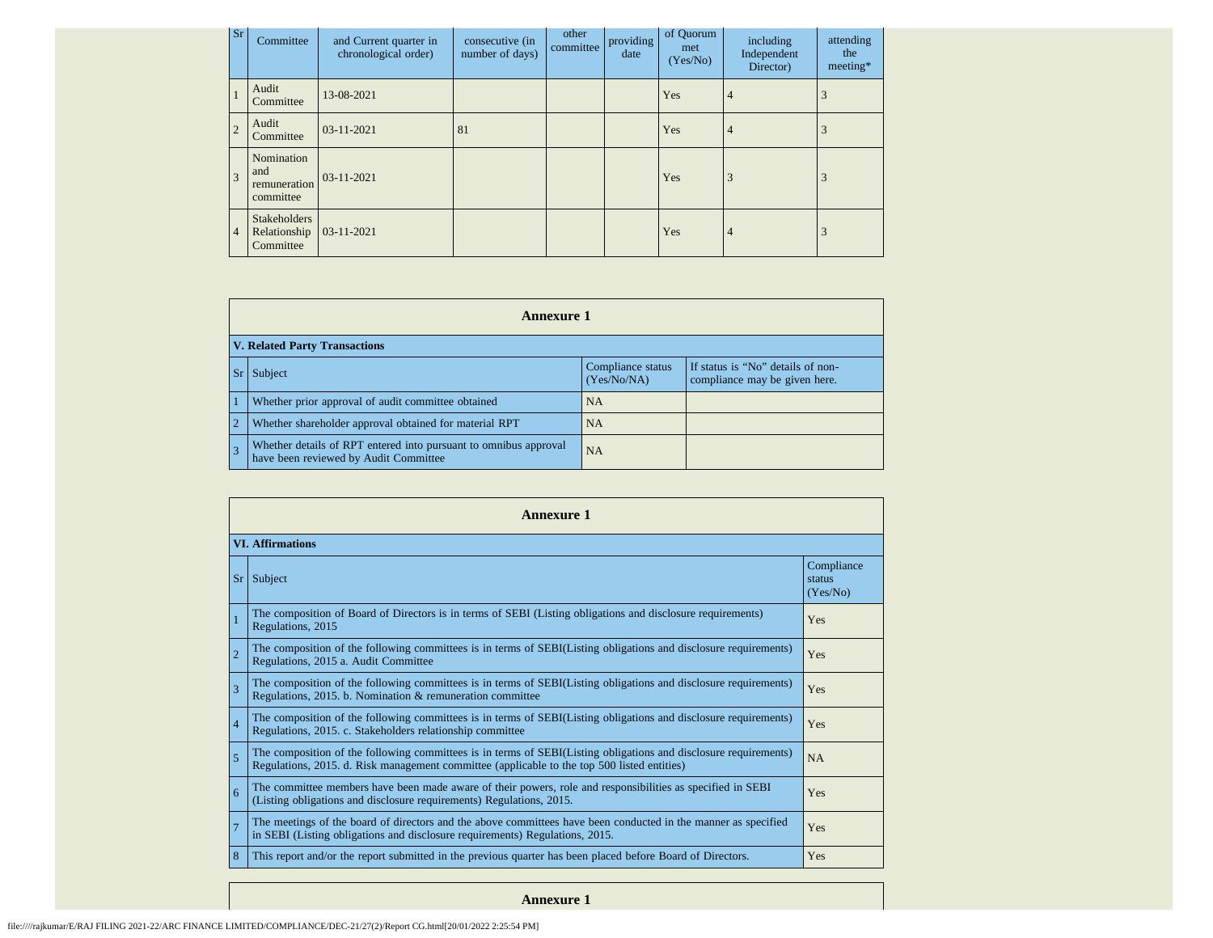| Sr | Committee | and Current quarter in chronological order) | consecutive (in number of days) | other committee | providing date | of Quorum met (Yes/No) | including Independent Director) | attending the meeting* |
|---|---|---|---|---|---|---|---|---|
| 1 | Audit Committee | 13-08-2021 | | | | Yes | 4 | 3 |
| 2 | Audit Committee | 03-11-2021 | 81 | | | Yes | 4 | 3 |
| 3 | Nomination and remuneration committee | 03-11-2021 | | | | Yes | 3 | 3 |
| 4 | Stakeholders Relationship Committee | 03-11-2021 | | | | Yes | 4 | 3 |

## Annexure 1

**V. Related Party Transactions**

| Sr | Subject | Compliance status (Yes/No/NA) | If status is "No" details of non-compliance may be given here. |
|---|---|---|---|
| 1 | Whether prior approval of audit committee obtained | NA | |
| 2 | Whether shareholder approval obtained for material RPT | NA | |
| 3 | Whether details of RPT entered into pursuant to omnibus approval have been reviewed by Audit Committee | NA | |

## Annexure 1

**VI. Affirmations**

| Sr | Subject | Compliance status (Yes/No) |
|---|---|---|
| 1 | The composition of Board of Directors is in terms of SEBI (Listing obligations and disclosure requirements) Regulations, 2015 | Yes |
| 2 | The composition of the following committees is in terms of SEBI(Listing obligations and disclosure requirements) Regulations, 2015 a. Audit Committee | Yes |
| 3 | The composition of the following committees is in terms of SEBI(Listing obligations and disclosure requirements) Regulations, 2015. b. Nomination & remuneration committee | Yes |
| 4 | The composition of the following committees is in terms of SEBI(Listing obligations and disclosure requirements) Regulations, 2015. c. Stakeholders relationship committee | Yes |
| 5 | The composition of the following committees is in terms of SEBI(Listing obligations and disclosure requirements) Regulations, 2015. d. Risk management committee (applicable to the top 500 listed entities) | NA |
| 6 | The committee members have been made aware of their powers, role and responsibilities as specified in SEBI (Listing obligations and disclosure requirements) Regulations, 2015. | Yes |
| 7 | The meetings of the board of directors and the above committees have been conducted in the manner as specified in SEBI (Listing obligations and disclosure requirements) Regulations, 2015. | Yes |
| 8 | This report and/or the report submitted in the previous quarter has been placed before Board of Directors. | Yes |

## Annexure 1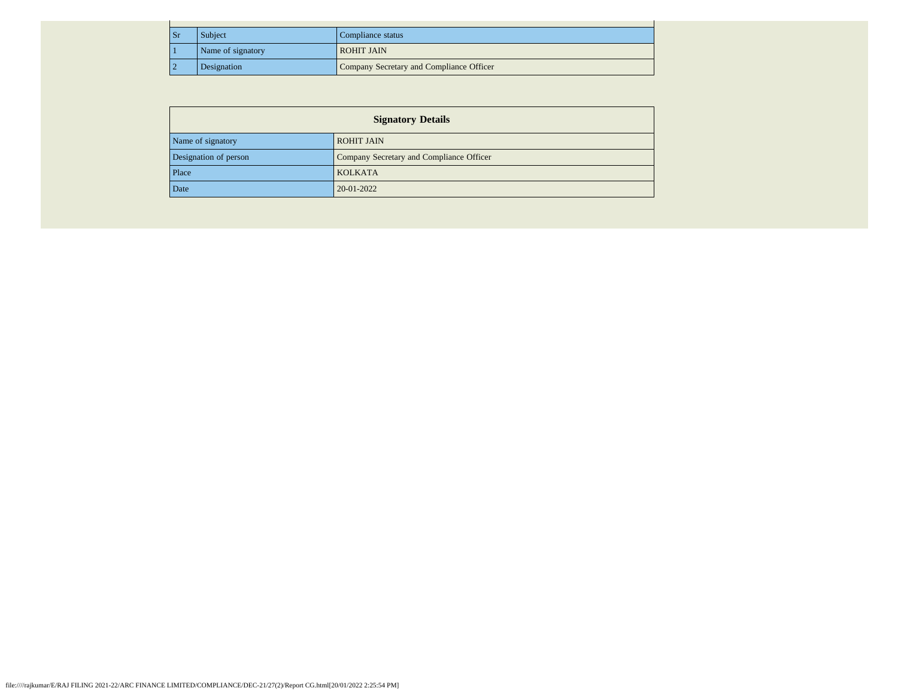| Sr | Subject | Compliance status |
| --- | --- | --- |
| 1 | Name of signatory | ROHIT JAIN |
| 2 | Designation | Company Secretary and Compliance Officer |

| Signatory Details | |
| --- | --- |
| Name of signatory | ROHIT JAIN |
| Designation of person | Company Secretary and Compliance Officer |
| Place | KOLKATA |
| Date | 20-01-2022 |